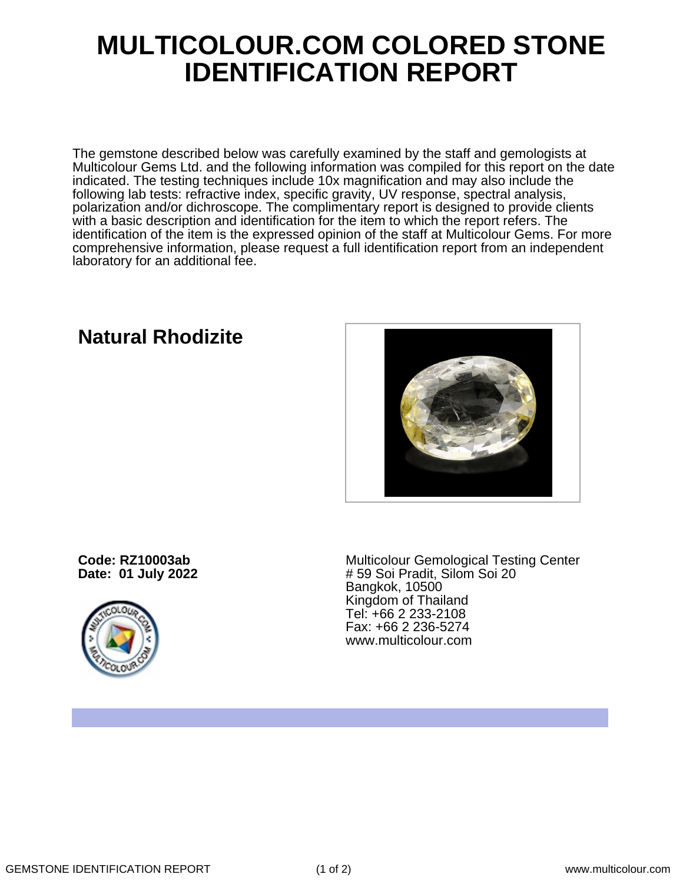# MULTICOLOUR.COM COLORED STONE IDENTIFICATION REPORT

The gemstone described below was carefully examined by the staff and gemologists at Multicolour Gems Ltd. and the following information was compiled for this report on the date indicated. The testing techniques include 10x magnification and may also include the following lab tests: refractive index, specific gravity, UV response, spectral analysis, polarization and/or dichroscope. The complimentary report is designed to provide clients with a basic description and identification for the item to which the report refers. The identification of the item is the expressed opinion of the staff at Multicolour Gems. For more comprehensive information, please request a full identification report from an independent laboratory for an additional fee.

## Natural Rhodizite

**Code: RZ10003ab**
**Date: 01 July 2022**

Multicolour Gemological Testing Center
# 59 Soi Pradit, Silom Soi 20
Bangkok, 10500
Kingdom of Thailand
Tel: +66 2 233-2108
Fax: +66 2 236-5274
www.multicolour.com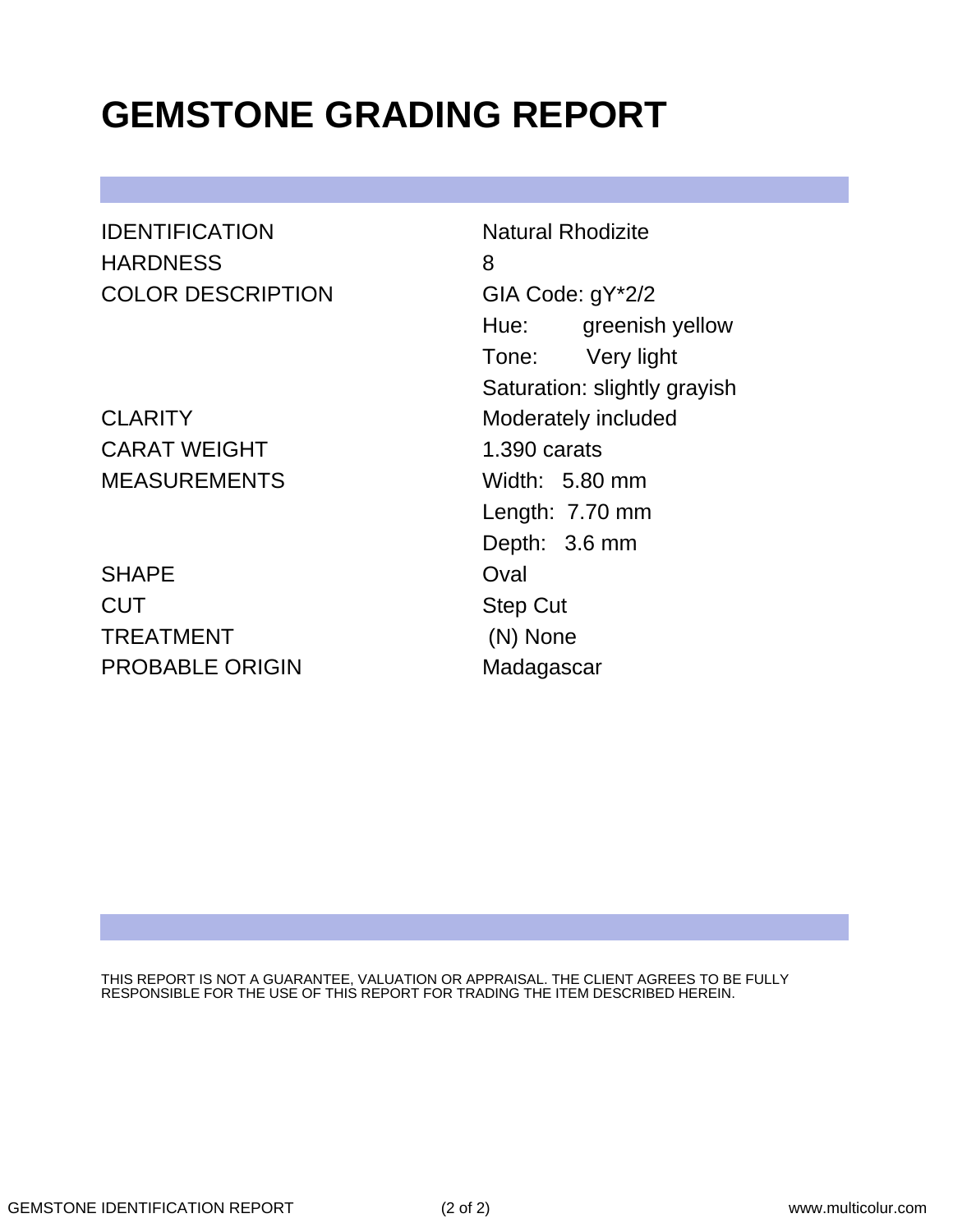# GEMSTONE GRADING REPORT

| | |
|---|---|
| IDENTIFICATION | Natural Rhodizite |
| HARDNESS | 8 |
| COLOR DESCRIPTION | GIA Code: gY*2/2 |
| | Hue: greenish yellow |
| | Tone: Very light |
| | Saturation: slightly grayish |
| CLARITY | Moderately included |
| CARAT WEIGHT | 1.390 carats |
| MEASUREMENTS | Width: 5.80 mm |
| | Length: 7.70 mm |
| | Depth: 3.6 mm |
| SHAPE | Oval |
| CUT | Step Cut |
| TREATMENT | (N) None |
| PROBABLE ORIGIN | Madagascar |

THIS REPORT IS NOT A GUARANTEE, VALUATION OR APPRAISAL. THE CLIENT AGREES TO BE FULLY RESPONSIBLE FOR THE USE OF THIS REPORT FOR TRADING THE ITEM DESCRIBED HEREIN.